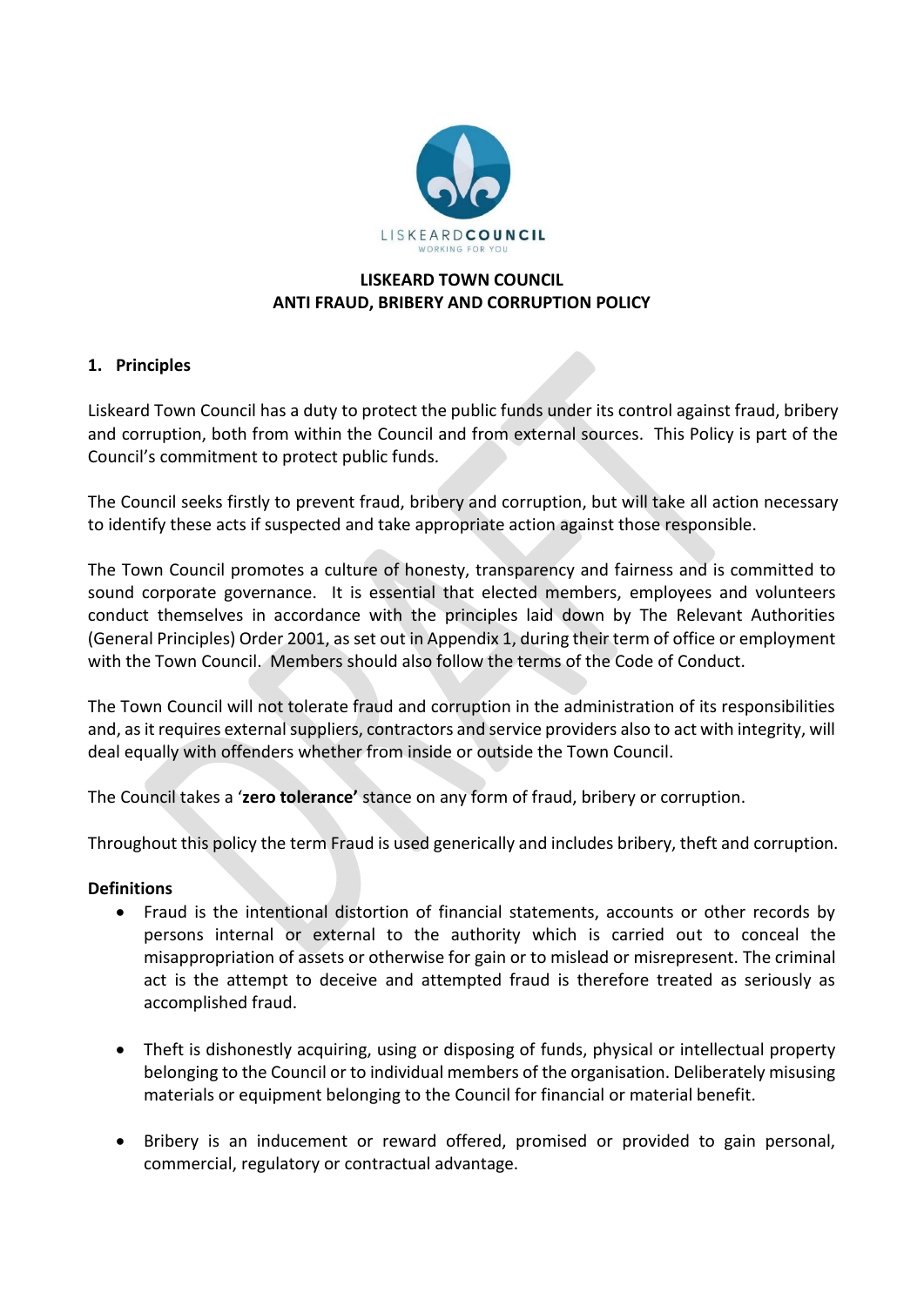LISKEARD COUNCIL
WORKING FOR YOU

# LISKEARD TOWN COUNCIL
# ANTI FRAUD, BRIBERY AND CORRUPTION POLICY

## 1. Principles

Liskeard Town Council has a duty to protect the public funds under its control against fraud, bribery and corruption, both from within the Council and from external sources. This Policy is part of the Council's commitment to protect public funds.

The Council seeks firstly to prevent fraud, bribery and corruption, but will take all action necessary to identify these acts if suspected and take appropriate action against those responsible.

The Town Council promotes a culture of honesty, transparency and fairness and is committed to sound corporate governance. It is essential that elected members, employees and volunteers conduct themselves in accordance with the principles laid down by The Relevant Authorities (General Principles) Order 2001, as set out in Appendix 1, during their term of office or employment with the Town Council. Members should also follow the terms of the Code of Conduct.

The Town Council will not tolerate fraud and corruption in the administration of its responsibilities and, as it requires external suppliers, contractors and service providers also to act with integrity, will deal equally with offenders whether from inside or outside the Town Council.

The Council takes a '**zero tolerance'** stance on any form of fraud, bribery or corruption.

Throughout this policy the term Fraud is used generically and includes bribery, theft and corruption.

### Definitions

- Fraud is the intentional distortion of financial statements, accounts or other records by persons internal or external to the authority which is carried out to conceal the misappropriation of assets or otherwise for gain or to mislead or misrepresent. The criminal act is the attempt to deceive and attempted fraud is therefore treated as seriously as accomplished fraud.

- Theft is dishonestly acquiring, using or disposing of funds, physical or intellectual property belonging to the Council or to individual members of the organisation. Deliberately misusing materials or equipment belonging to the Council for financial or material benefit.

- Bribery is an inducement or reward offered, promised or provided to gain personal, commercial, regulatory or contractual advantage.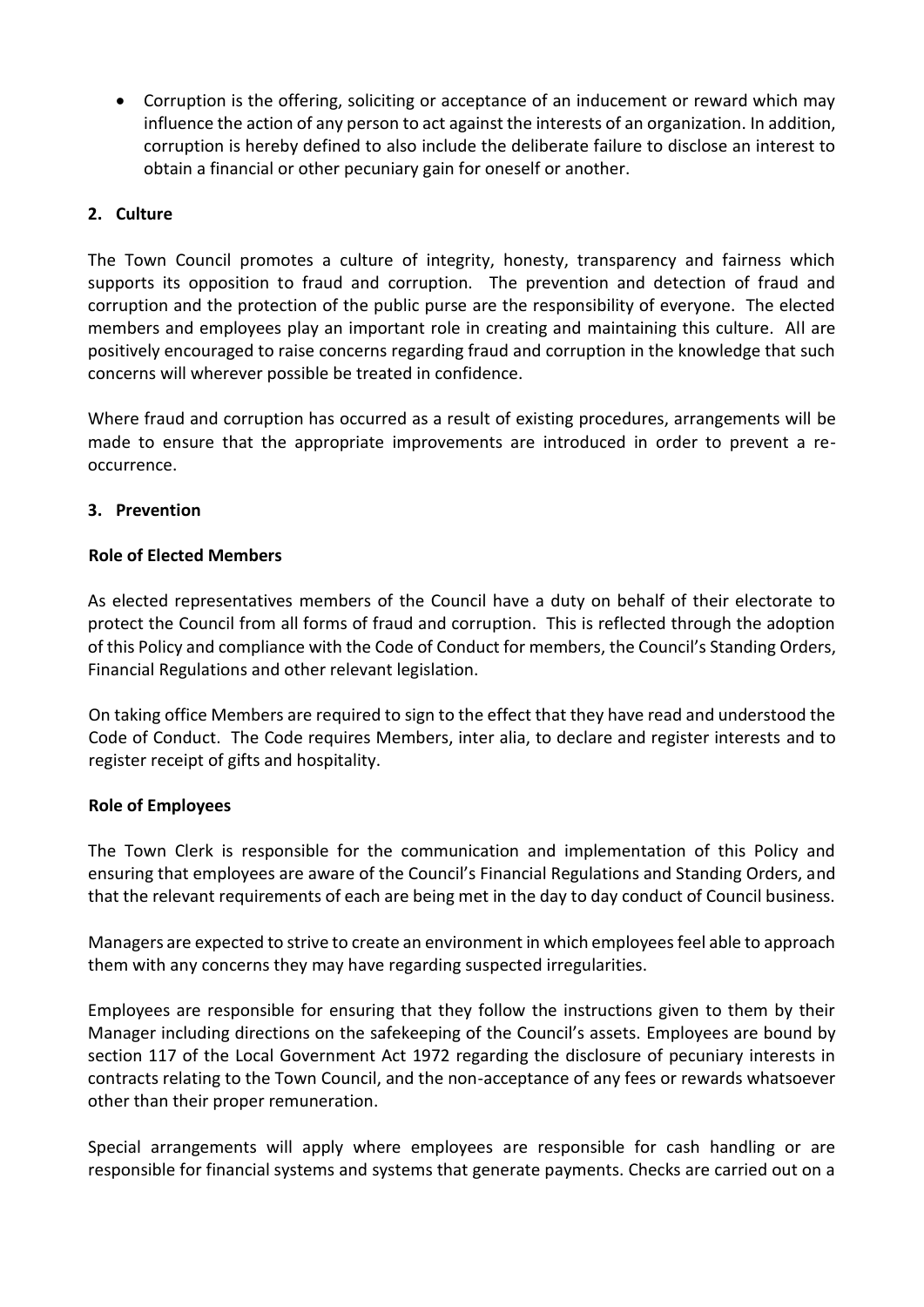- Corruption is the offering, soliciting or acceptance of an inducement or reward which may influence the action of any person to act against the interests of an organization. In addition, corruption is hereby defined to also include the deliberate failure to disclose an interest to obtain a financial or other pecuniary gain for oneself or another.

## 2. Culture

The Town Council promotes a culture of integrity, honesty, transparency and fairness which supports its opposition to fraud and corruption. The prevention and detection of fraud and corruption and the protection of the public purse are the responsibility of everyone. The elected members and employees play an important role in creating and maintaining this culture. All are positively encouraged to raise concerns regarding fraud and corruption in the knowledge that such concerns will wherever possible be treated in confidence.

Where fraud and corruption has occurred as a result of existing procedures, arrangements will be made to ensure that the appropriate improvements are introduced in order to prevent a re-occurrence.

## 3. Prevention

### Role of Elected Members

As elected representatives members of the Council have a duty on behalf of their electorate to protect the Council from all forms of fraud and corruption. This is reflected through the adoption of this Policy and compliance with the Code of Conduct for members, the Council's Standing Orders, Financial Regulations and other relevant legislation.

On taking office Members are required to sign to the effect that they have read and understood the Code of Conduct. The Code requires Members, inter alia, to declare and register interests and to register receipt of gifts and hospitality.

### Role of Employees

The Town Clerk is responsible for the communication and implementation of this Policy and ensuring that employees are aware of the Council's Financial Regulations and Standing Orders, and that the relevant requirements of each are being met in the day to day conduct of Council business.

Managers are expected to strive to create an environment in which employees feel able to approach them with any concerns they may have regarding suspected irregularities.

Employees are responsible for ensuring that they follow the instructions given to them by their Manager including directions on the safekeeping of the Council's assets. Employees are bound by section 117 of the Local Government Act 1972 regarding the disclosure of pecuniary interests in contracts relating to the Town Council, and the non-acceptance of any fees or rewards whatsoever other than their proper remuneration.

Special arrangements will apply where employees are responsible for cash handling or are responsible for financial systems and systems that generate payments. Checks are carried out on a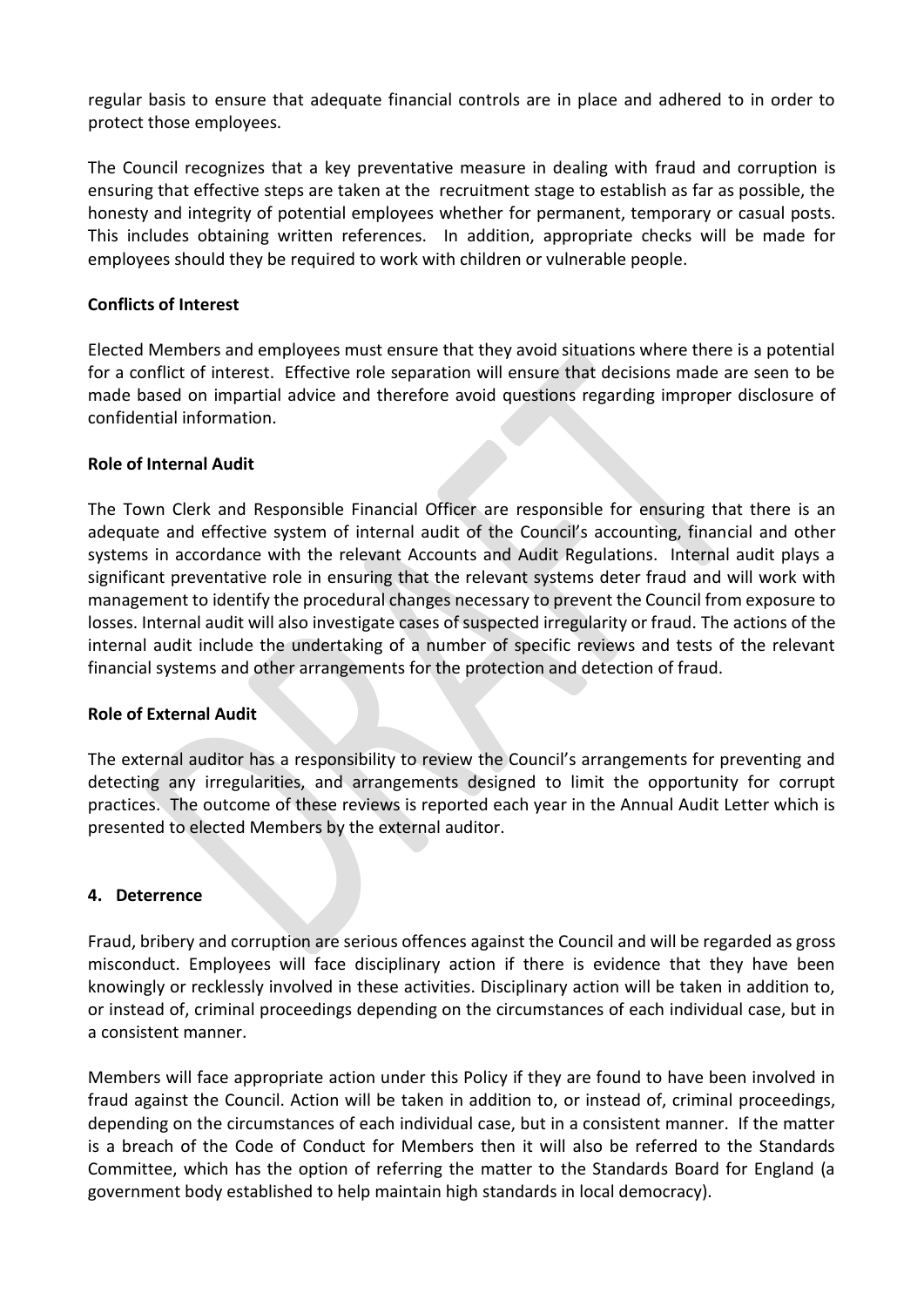regular basis to ensure that adequate financial controls are in place and adhered to in order to protect those employees.

The Council recognizes that a key preventative measure in dealing with fraud and corruption is ensuring that effective steps are taken at the recruitment stage to establish as far as possible, the honesty and integrity of potential employees whether for permanent, temporary or casual posts. This includes obtaining written references. In addition, appropriate checks will be made for employees should they be required to work with children or vulnerable people.

**Conflicts of Interest**

Elected Members and employees must ensure that they avoid situations where there is a potential for a conflict of interest. Effective role separation will ensure that decisions made are seen to be made based on impartial advice and therefore avoid questions regarding improper disclosure of confidential information.

**Role of Internal Audit**

The Town Clerk and Responsible Financial Officer are responsible for ensuring that there is an adequate and effective system of internal audit of the Council's accounting, financial and other systems in accordance with the relevant Accounts and Audit Regulations. Internal audit plays a significant preventative role in ensuring that the relevant systems deter fraud and will work with management to identify the procedural changes necessary to prevent the Council from exposure to losses. Internal audit will also investigate cases of suspected irregularity or fraud. The actions of the internal audit include the undertaking of a number of specific reviews and tests of the relevant financial systems and other arrangements for the protection and detection of fraud.

**Role of External Audit**

The external auditor has a responsibility to review the Council's arrangements for preventing and detecting any irregularities, and arrangements designed to limit the opportunity for corrupt practices. The outcome of these reviews is reported each year in the Annual Audit Letter which is presented to elected Members by the external auditor.

## 4. Deterrence

Fraud, bribery and corruption are serious offences against the Council and will be regarded as gross misconduct. Employees will face disciplinary action if there is evidence that they have been knowingly or recklessly involved in these activities. Disciplinary action will be taken in addition to, or instead of, criminal proceedings depending on the circumstances of each individual case, but in a consistent manner.

Members will face appropriate action under this Policy if they are found to have been involved in fraud against the Council. Action will be taken in addition to, or instead of, criminal proceedings, depending on the circumstances of each individual case, but in a consistent manner. If the matter is a breach of the Code of Conduct for Members then it will also be referred to the Standards Committee, which has the option of referring the matter to the Standards Board for England (a government body established to help maintain high standards in local democracy).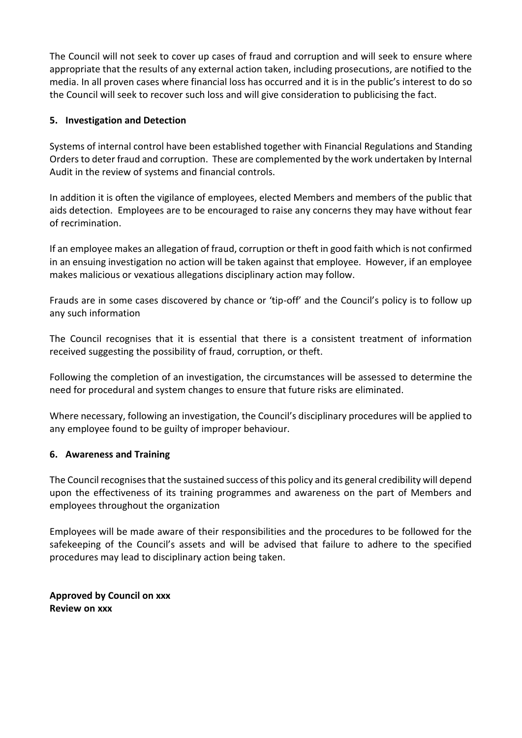The Council will not seek to cover up cases of fraud and corruption and will seek to ensure where appropriate that the results of any external action taken, including prosecutions, are notified to the media. In all proven cases where financial loss has occurred and it is in the public's interest to do so the Council will seek to recover such loss and will give consideration to publicising the fact.

## 5. Investigation and Detection

Systems of internal control have been established together with Financial Regulations and Standing Orders to deter fraud and corruption. These are complemented by the work undertaken by Internal Audit in the review of systems and financial controls.

In addition it is often the vigilance of employees, elected Members and members of the public that aids detection. Employees are to be encouraged to raise any concerns they may have without fear of recrimination.

If an employee makes an allegation of fraud, corruption or theft in good faith which is not confirmed in an ensuing investigation no action will be taken against that employee. However, if an employee makes malicious or vexatious allegations disciplinary action may follow.

Frauds are in some cases discovered by chance or 'tip-off' and the Council's policy is to follow up any such information

The Council recognises that it is essential that there is a consistent treatment of information received suggesting the possibility of fraud, corruption, or theft.

Following the completion of an investigation, the circumstances will be assessed to determine the need for procedural and system changes to ensure that future risks are eliminated.

Where necessary, following an investigation, the Council's disciplinary procedures will be applied to any employee found to be guilty of improper behaviour.

## 6. Awareness and Training

The Council recognises that the sustained success of this policy and its general credibility will depend upon the effectiveness of its training programmes and awareness on the part of Members and employees throughout the organization

Employees will be made aware of their responsibilities and the procedures to be followed for the safekeeping of the Council's assets and will be advised that failure to adhere to the specified procedures may lead to disciplinary action being taken.

**Approved by Council on xxx**
**Review on xxx**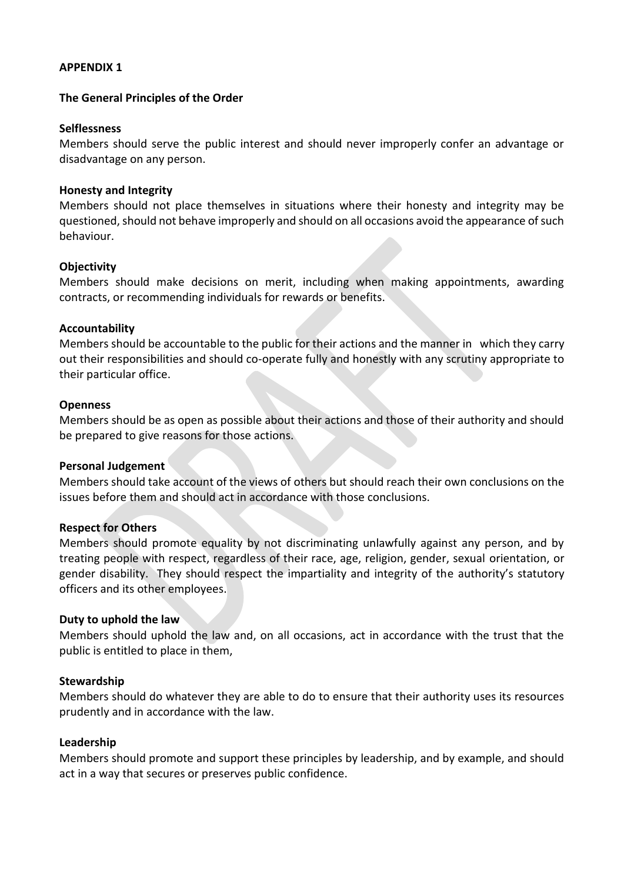**APPENDIX 1**

**The General Principles of the Order**

**Selflessness**
Members should serve the public interest and should never improperly confer an advantage or disadvantage on any person.

**Honesty and Integrity**
Members should not place themselves in situations where their honesty and integrity may be questioned, should not behave improperly and should on all occasions avoid the appearance of such behaviour.

**Objectivity**
Members should make decisions on merit, including when making appointments, awarding contracts, or recommending individuals for rewards or benefits.

**Accountability**
Members should be accountable to the public for their actions and the manner in which they carry out their responsibilities and should co-operate fully and honestly with any scrutiny appropriate to their particular office.

**Openness**
Members should be as open as possible about their actions and those of their authority and should be prepared to give reasons for those actions.

**Personal Judgement**
Members should take account of the views of others but should reach their own conclusions on the issues before them and should act in accordance with those conclusions.

**Respect for Others**
Members should promote equality by not discriminating unlawfully against any person, and by treating people with respect, regardless of their race, age, religion, gender, sexual orientation, or gender disability. They should respect the impartiality and integrity of the authority's statutory officers and its other employees.

**Duty to uphold the law**
Members should uphold the law and, on all occasions, act in accordance with the trust that the public is entitled to place in them,

**Stewardship**
Members should do whatever they are able to do to ensure that their authority uses its resources prudently and in accordance with the law.

**Leadership**
Members should promote and support these principles by leadership, and by example, and should act in a way that secures or preserves public confidence.